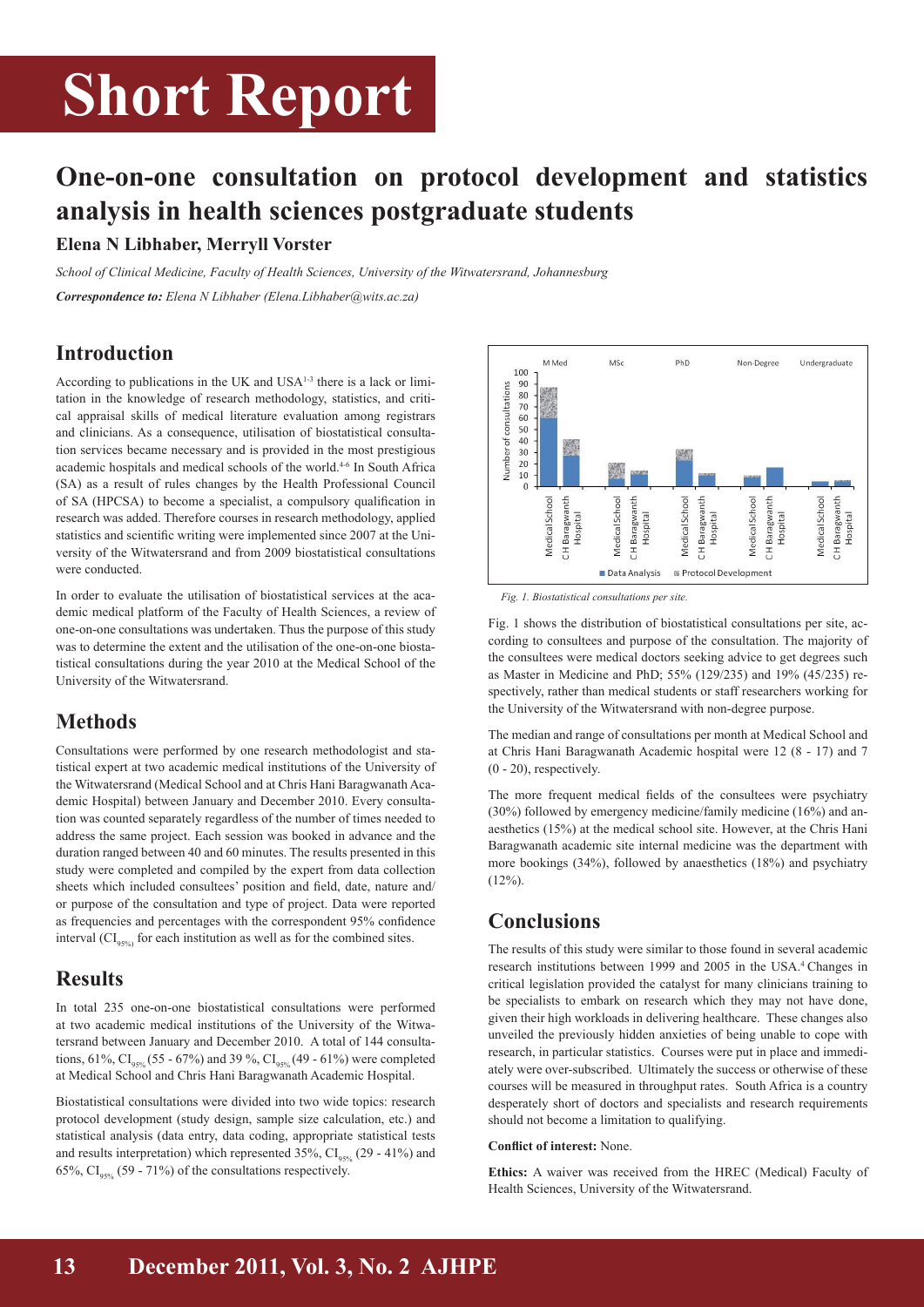# Short Report

## One-on-one consultation on protocol development and statistics analysis in health sciences postgraduate students

**Elena N Libhaber, Merryll Vorster**

*School of Clinical Medicine, Faculty of Health Sciences, University of the Witwatersrand, Johannesburg*

***Correspondence to:*** *Elena N Libhaber (Elena.Libhaber@wits.ac.za)*

## Introduction

According to publications in the UK and USA[1-3] there is a lack or limitation in the knowledge of research methodology, statistics, and critical appraisal skills of medical literature evaluation among registrars and clinicians. As a consequence, utilisation of biostatistical consultation services became necessary and is provided in the most prestigious academic hospitals and medical schools of the world.[4-6] In South Africa (SA) as a result of rules changes by the Health Professional Council of SA (HPCSA) to become a specialist, a compulsory qualification in research was added. Therefore courses in research methodology, applied statistics and scientific writing were implemented since 2007 at the University of the Witwatersrand and from 2009 biostatistical consultations were conducted.

In order to evaluate the utilisation of biostatistical services at the academic medical platform of the Faculty of Health Sciences, a review of one-on-one consultations was undertaken. Thus the purpose of this study was to determine the extent and the utilisation of the one-on-one biostatistical consultations during the year 2010 at the Medical School of the University of the Witwatersrand.

## Methods

Consultations were performed by one research methodologist and statistical expert at two academic medical institutions of the University of the Witwatersrand (Medical School and at Chris Hani Baragwanath Academic Hospital) between January and December 2010. Every consultation was counted separately regardless of the number of times needed to address the same project. Each session was booked in advance and the duration ranged between 40 and 60 minutes. The results presented in this study were completed and compiled by the expert from data collection sheets which included consultees' position and field, date, nature and/or purpose of the consultation and type of project. Data were reported as frequencies and percentages with the correspondent 95% confidence interval ($CI_{95\%}$) for each institution as well as for the combined sites.

## Results

In total 235 one-on-one biostatistical consultations were performed at two academic medical institutions of the University of the Witwatersrand between January and December 2010. A total of 144 consultations, 61%, $CI_{95\%}$ (55 - 67%) and 39 %, $CI_{95\%}$ (49 - 61%) were completed at Medical School and Chris Hani Baragwanath Academic Hospital.

Biostatistical consultations were divided into two wide topics: research protocol development (study design, sample size calculation, etc.) and statistical analysis (data entry, data coding, appropriate statistical tests and results interpretation) which represented 35%, $CI_{95\%}$ (29 - 41%) and 65%, $CI_{95\%}$ (59 - 71%) of the consultations respectively.

*Fig. 1. Biostatistical consultations per site.*

Fig. 1 shows the distribution of biostatistical consultations per site, according to consultees and purpose of the consultation. The majority of the consultees were medical doctors seeking advice to get degrees such as Master in Medicine and PhD; 55% (129/235) and 19% (45/235) respectively, rather than medical students or staff researchers working for the University of the Witwatersrand with non-degree purpose.

The median and range of consultations per month at Medical School and at Chris Hani Baragwanath Academic hospital were 12 (8 - 17) and 7 (0 - 20), respectively.

The more frequent medical fields of the consultees were psychiatry (30%) followed by emergency medicine/family medicine (16%) and anaesthetics (15%) at the medical school site. However, at the Chris Hani Baragwanath academic site internal medicine was the department with more bookings (34%), followed by anaesthetics (18%) and psychiatry (12%).

## Conclusions

The results of this study were similar to those found in several academic research institutions between 1999 and 2005 in the USA.[4] Changes in critical legislation provided the catalyst for many clinicians training to be specialists to embark on research which they may not have done, given their high workloads in delivering healthcare. These changes also unveiled the previously hidden anxieties of being unable to cope with research, in particular statistics. Courses were put in place and immediately were over-subscribed. Ultimately the success or otherwise of these courses will be measured in throughput rates. South Africa is a country desperately short of doctors and specialists and research requirements should not become a limitation to qualifying.

**Conflict of interest:** None.

**Ethics:** A waiver was received from the HREC (Medical) Faculty of Health Sciences, University of the Witwatersrand.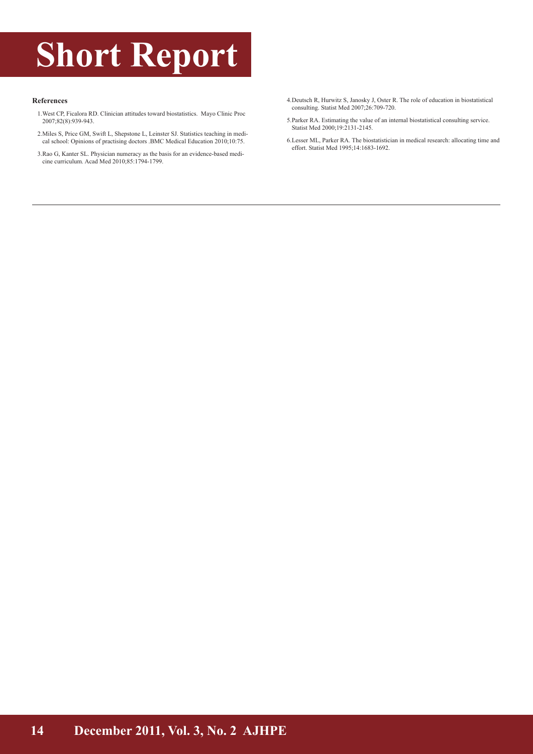#### References

1. West CP, Ficalora RD. Clinician attitudes toward biostatistics. Mayo Clinic Proc 2007;82(8):939-943.
2. Miles S, Price GM, Swift L, Shepstone L, Leinster SJ. Statistics teaching in medical school: Opinions of practising doctors .BMC Medical Education 2010;10:75.
3. Rao G, Kanter SL. Physician numeracy as the basis for an evidence-based medicine curriculum. Acad Med 2010;85:1794-1799.
4. Deutsch R, Hurwitz S, Janosky J, Oster R. The role of education in biostatistical consulting. Statist Med 2007;26:709-720.
5. Parker RA. Estimating the value of an internal biostatistical consulting service. Statist Med 2000;19:2131-2145.
6. Lesser ML, Parker RA. The biostatistician in medical research: allocating time and effort. Statist Med 1995;14:1683-1692.